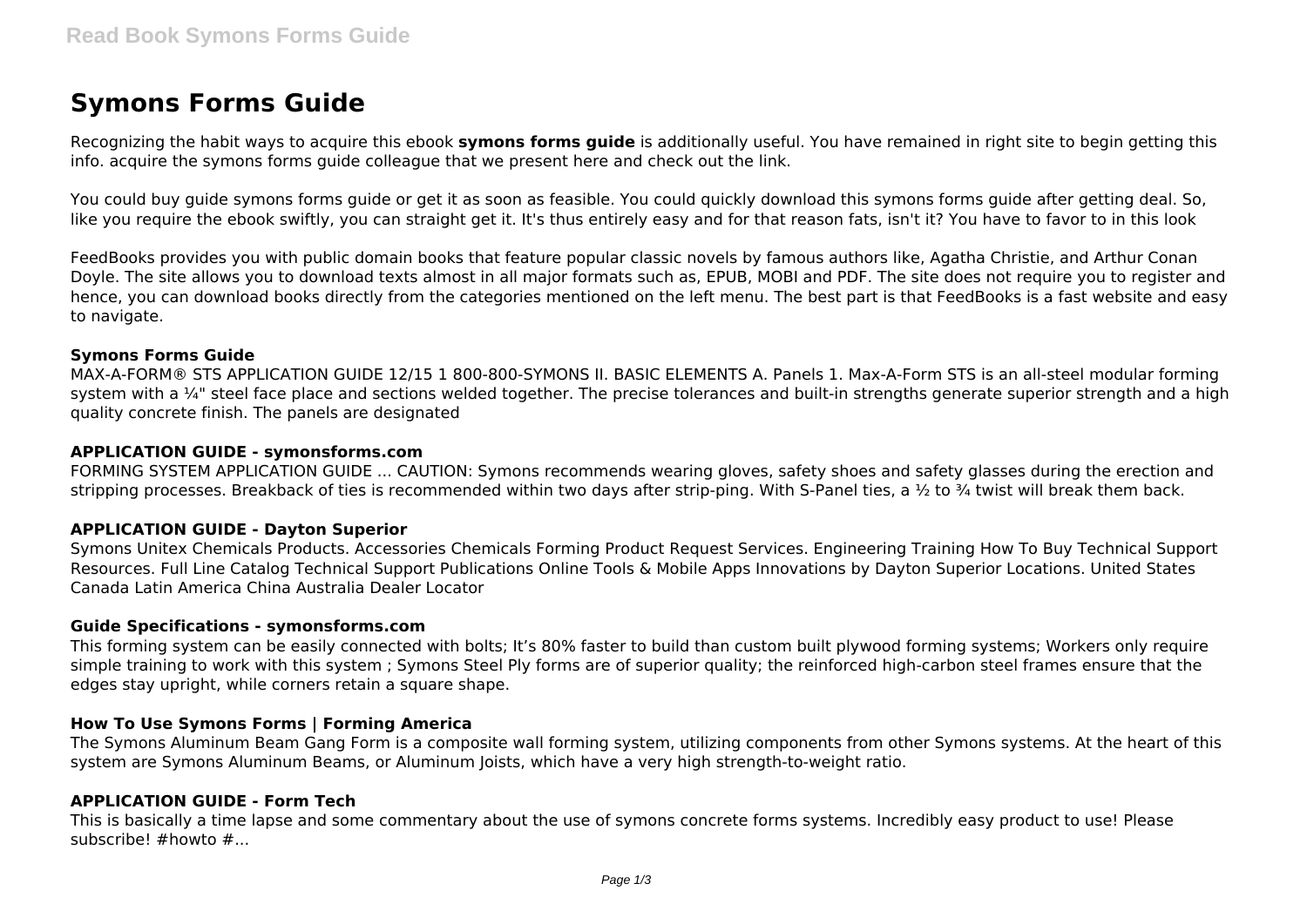# Symons Forms Guide

Recognizing the habit ways to acquire this ebook **symons forms guide** is additionally useful. You have remained in right site to begin getting this info. acquire the symons forms guide colleague that we present here and check out the link.

You could buy guide symons forms guide or get it as soon as feasible. You could quickly download this symons forms guide after getting deal. So, like you require the ebook swiftly, you can straight get it. It's thus entirely easy and for that reason fats, isn't it? You have to favor to in this look

FeedBooks provides you with public domain books that feature popular classic novels by famous authors like, Agatha Christie, and Arthur Conan Doyle. The site allows you to download texts almost in all major formats such as, EPUB, MOBI and PDF. The site does not require you to register and hence, you can download books directly from the categories mentioned on the left menu. The best part is that FeedBooks is a fast website and easy to navigate.

### Symons Forms Guide

MAX-A-FORM® STS APPLICATION GUIDE 12/15 1 800-800-SYMONS II. BASIC ELEMENTS A. Panels 1. Max-A-Form STS is an all-steel modular forming system with a ¼" steel face place and sections welded together. The precise tolerances and built-in strengths generate superior strength and a high quality concrete finish. The panels are designated

### APPLICATION GUIDE - symonsforms.com

FORMING SYSTEM APPLICATION GUIDE ... CAUTION: Symons recommends wearing gloves, safety shoes and safety glasses during the erection and stripping processes. Breakback of ties is recommended within two days after strip-ping. With S-Panel ties, a ½ to ¾ twist will break them back.

### APPLICATION GUIDE - Dayton Superior

Symons Unitex Chemicals Products. Accessories Chemicals Forming Product Request Services. Engineering Training How To Buy Technical Support Resources. Full Line Catalog Technical Support Publications Online Tools & Mobile Apps Innovations by Dayton Superior Locations. United States Canada Latin America China Australia Dealer Locator

### Guide Specifications - symonsforms.com

This forming system can be easily connected with bolts; It's 80% faster to build than custom built plywood forming systems; Workers only require simple training to work with this system ; Symons Steel Ply forms are of superior quality; the reinforced high-carbon steel frames ensure that the edges stay upright, while corners retain a square shape.

### How To Use Symons Forms | Forming America

The Symons Aluminum Beam Gang Form is a composite wall forming system, utilizing components from other Symons systems. At the heart of this system are Symons Aluminum Beams, or Aluminum Joists, which have a very high strength-to-weight ratio.

### APPLICATION GUIDE - Form Tech

This is basically a time lapse and some commentary about the use of symons concrete forms systems. Incredibly easy product to use! Please subscribe! #howto #...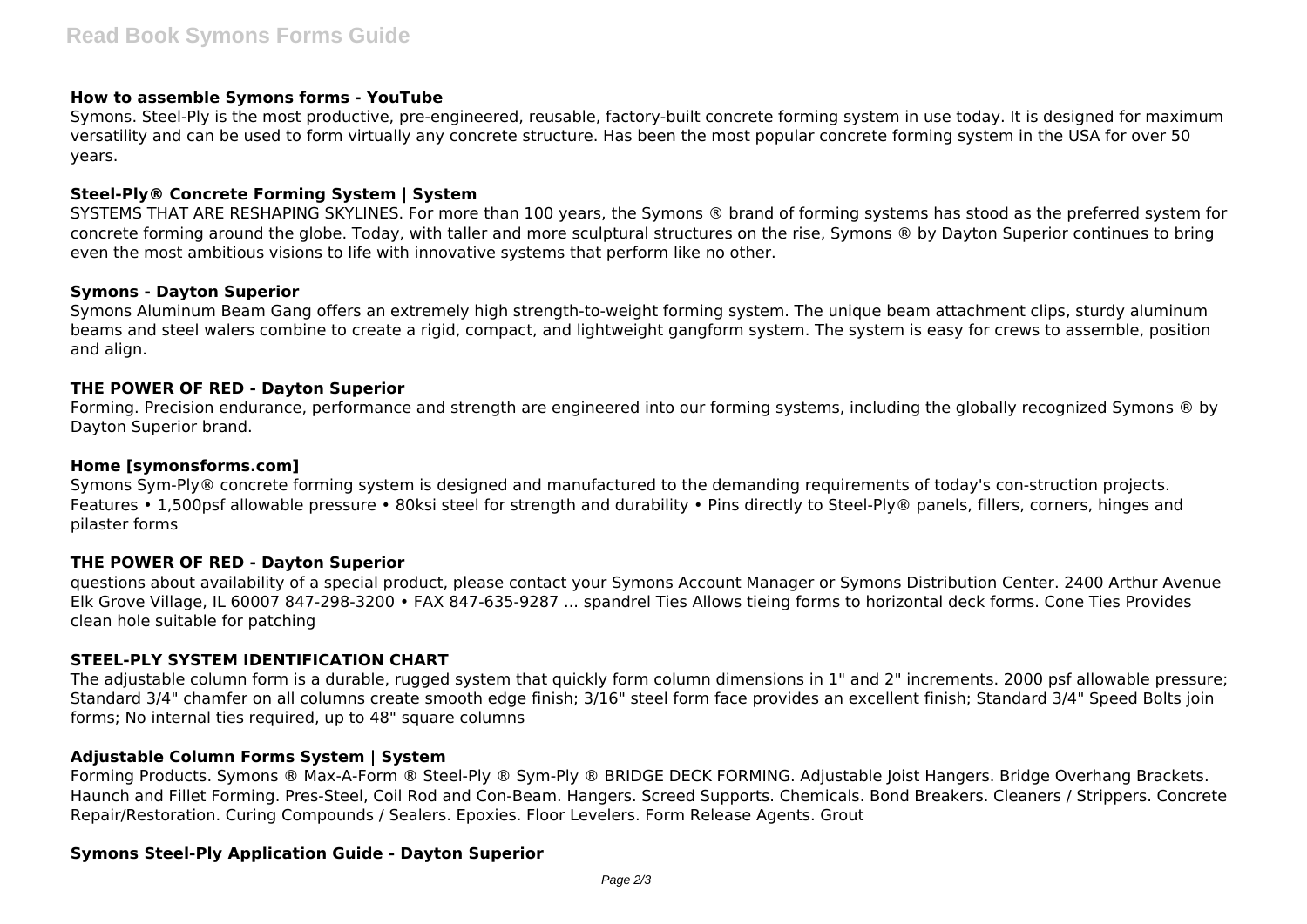**How to assemble Symons forms - YouTube**

Symons. Steel-Ply is the most productive, pre-engineered, reusable, factory-built concrete forming system in use today. It is designed for maximum versatility and can be used to form virtually any concrete structure. Has been the most popular concrete forming system in the USA for over 50 years.

**Steel-Ply® Concrete Forming System | System**

SYSTEMS THAT ARE RESHAPING SKYLINES. For more than 100 years, the Symons ® brand of forming systems has stood as the preferred system for concrete forming around the globe. Today, with taller and more sculptural structures on the rise, Symons ® by Dayton Superior continues to bring even the most ambitious visions to life with innovative systems that perform like no other.

**Symons - Dayton Superior**

Symons Aluminum Beam Gang offers an extremely high strength-to-weight forming system. The unique beam attachment clips, sturdy aluminum beams and steel walers combine to create a rigid, compact, and lightweight gangform system. The system is easy for crews to assemble, position and align.

**THE POWER OF RED - Dayton Superior**

Forming. Precision endurance, performance and strength are engineered into our forming systems, including the globally recognized Symons ® by Dayton Superior brand.

**Home [symonsforms.com]**

Symons Sym-Ply® concrete forming system is designed and manufactured to the demanding requirements of today's con-struction projects. Features • 1,500psf allowable pressure • 80ksi steel for strength and durability • Pins directly to Steel-Ply® panels, fillers, corners, hinges and pilaster forms

**THE POWER OF RED - Dayton Superior**

questions about availability of a special product, please contact your Symons Account Manager or Symons Distribution Center. 2400 Arthur Avenue Elk Grove Village, IL 60007 847-298-3200 • FAX 847-635-9287 ... spandrel Ties Allows tieing forms to horizontal deck forms. Cone Ties Provides clean hole suitable for patching

**STEEL-PLY SYSTEM IDENTIFICATION CHART**

The adjustable column form is a durable, rugged system that quickly form column dimensions in 1" and 2" increments. 2000 psf allowable pressure; Standard 3/4" chamfer on all columns create smooth edge finish; 3/16" steel form face provides an excellent finish; Standard 3/4" Speed Bolts join forms; No internal ties required, up to 48" square columns

**Adjustable Column Forms System | System**

Forming Products. Symons ® Max-A-Form ® Steel-Ply ® Sym-Ply ® BRIDGE DECK FORMING. Adjustable Joist Hangers. Bridge Overhang Brackets. Haunch and Fillet Forming. Pres-Steel, Coil Rod and Con-Beam. Hangers. Screed Supports. Chemicals. Bond Breakers. Cleaners / Strippers. Concrete Repair/Restoration. Curing Compounds / Sealers. Epoxies. Floor Levelers. Form Release Agents. Grout

**Symons Steel-Ply Application Guide - Dayton Superior**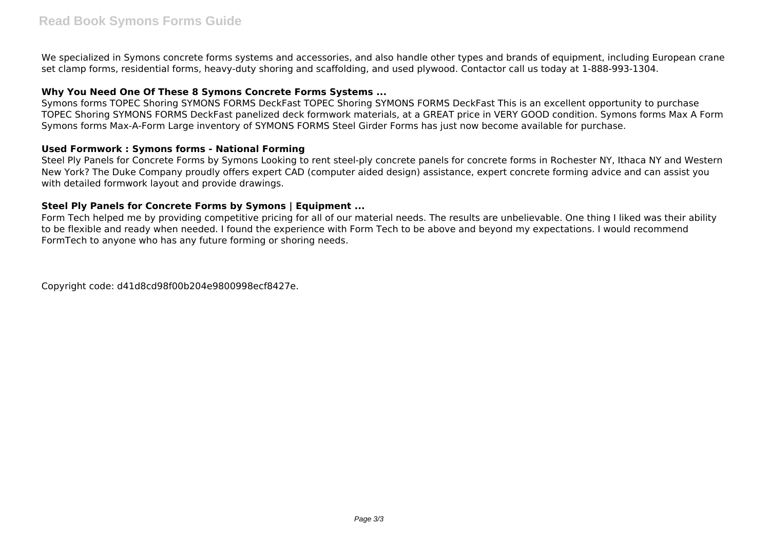We specialized in Symons concrete forms systems and accessories, and also handle other types and brands of equipment, including European crane set clamp forms, residential forms, heavy-duty shoring and scaffolding, and used plywood. Contactor call us today at 1-888-993-1304.

**Why You Need One Of These 8 Symons Concrete Forms Systems ...**

Symons forms TOPEC Shoring SYMONS FORMS DeckFast TOPEC Shoring SYMONS FORMS DeckFast This is an excellent opportunity to purchase TOPEC Shoring SYMONS FORMS DeckFast panelized deck formwork materials, at a GREAT price in VERY GOOD condition. Symons forms Max A Form Symons forms Max-A-Form Large inventory of SYMONS FORMS Steel Girder Forms has just now become available for purchase.

**Used Formwork : Symons forms - National Forming**

Steel Ply Panels for Concrete Forms by Symons Looking to rent steel-ply concrete panels for concrete forms in Rochester NY, Ithaca NY and Western New York? The Duke Company proudly offers expert CAD (computer aided design) assistance, expert concrete forming advice and can assist you with detailed formwork layout and provide drawings.

**Steel Ply Panels for Concrete Forms by Symons | Equipment ...**

Form Tech helped me by providing competitive pricing for all of our material needs. The results are unbelievable. One thing I liked was their ability to be flexible and ready when needed. I found the experience with Form Tech to be above and beyond my expectations. I would recommend FormTech to anyone who has any future forming or shoring needs.

Copyright code: d41d8cd98f00b204e9800998ecf8427e.